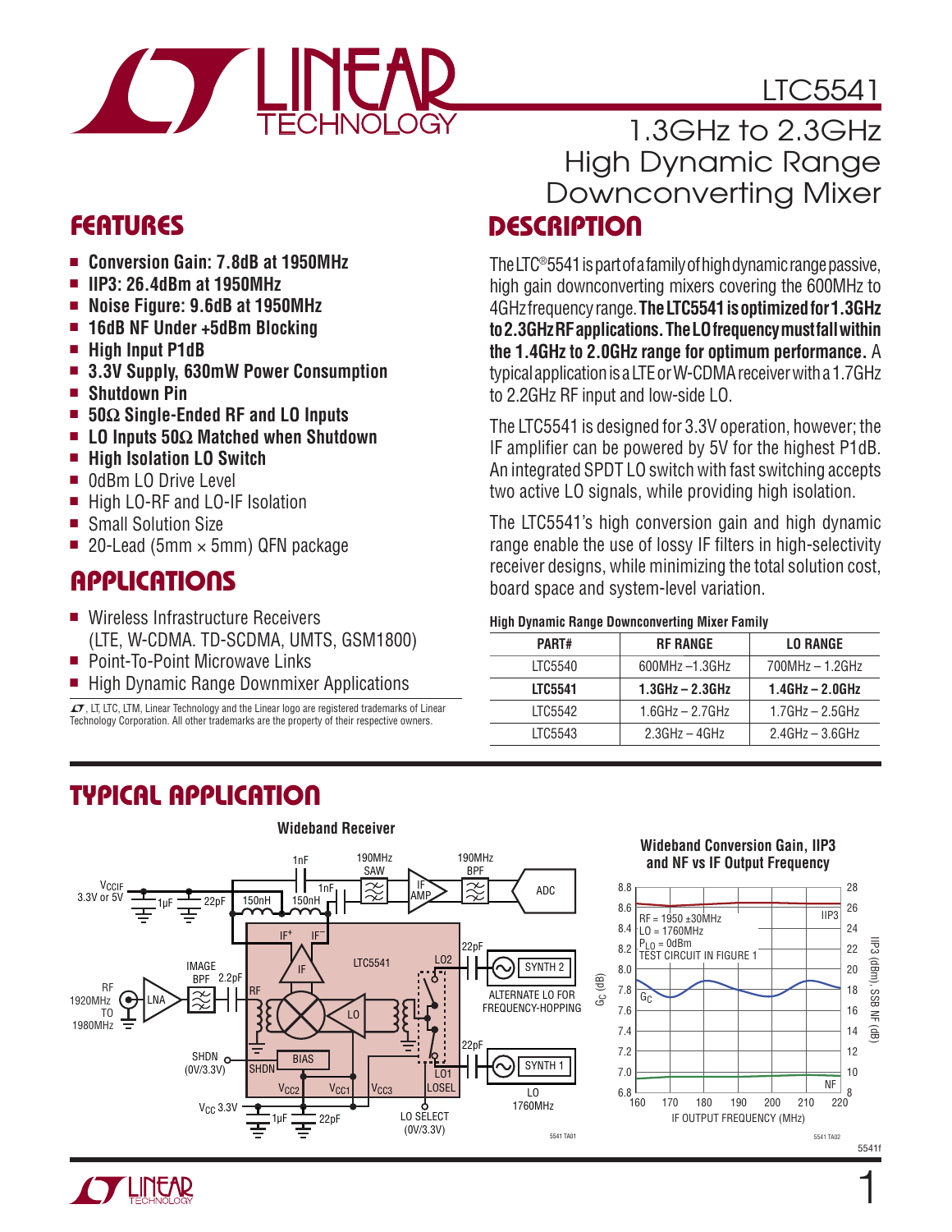# LTC5541

## 1.3GHz to 2.3GHz High Dynamic Range Downconverting Mixer

## FEATURES

- **Conversion Gain: 7.8dB at 1950MHz**
- **IIP3: 26.4dBm at 1950MHz**
- **Noise Figure: 9.6dB at 1950MHz**
- **16dB NF Under +5dBm Blocking**
- **High Input P1dB**
- **3.3V Supply, 630mW Power Consumption**
- **Shutdown Pin**
- **50Ω Single-Ended RF and LO Inputs**
- **LO Inputs 50Ω Matched when Shutdown**
- **High Isolation LO Switch**
- 0dBm LO Drive Level
- High LO-RF and LO-IF Isolation
- Small Solution Size
- 20-Lead (5mm × 5mm) QFN package

## APPLICATIONS

- Wireless Infrastructure Receivers (LTE, W-CDMA. TD-SCDMA, UMTS, GSM1800)
- Point-To-Point Microwave Links
- High Dynamic Range Downmixer Applications

LT, LTC, LTM, Linear Technology and the Linear logo are registered trademarks of Linear Technology Corporation. All other trademarks are the property of their respective owners.

## DESCRIPTION

The LTC®5541 is part of a family of high dynamic range passive, high gain downconverting mixers covering the 600MHz to 4GHz frequency range. **The LTC5541 is optimized for 1.3GHz to 2.3GHz RF applications. The LO frequency must fall within the 1.4GHz to 2.0GHz range for optimum performance.** A typical application is a LTE or W-CDMA receiver with a 1.7GHz to 2.2GHz RF input and low-side LO.

The LTC5541 is designed for 3.3V operation, however; the IF amplifier can be powered by 5V for the highest P1dB. An integrated SPDT LO switch with fast switching accepts two active LO signals, while providing high isolation.

The LTC5541's high conversion gain and high dynamic range enable the use of lossy IF filters in high-selectivity receiver designs, while minimizing the total solution cost, board space and system-level variation.

**High Dynamic Range Downconverting Mixer Family**

| PART# | RF RANGE | LO RANGE |
|---|---|---|
| LTC5540 | 600MHz –1.3GHz | 700MHz – 1.2GHz |
| **LTC5541** | **1.3GHz – 2.3GHz** | **1.4GHz – 2.0GHz** |
| LTC5542 | 1.6GHz – 2.7GHz | 1.7GHz – 2.5GHz |
| LTC5543 | 2.3GHz – 4GHz | 2.4GHz – 3.6GHz |

## TYPICAL APPLICATION

**Wideband Receiver**

**Wideband Conversion Gain, IIP3 and NF vs IF Output Frequency**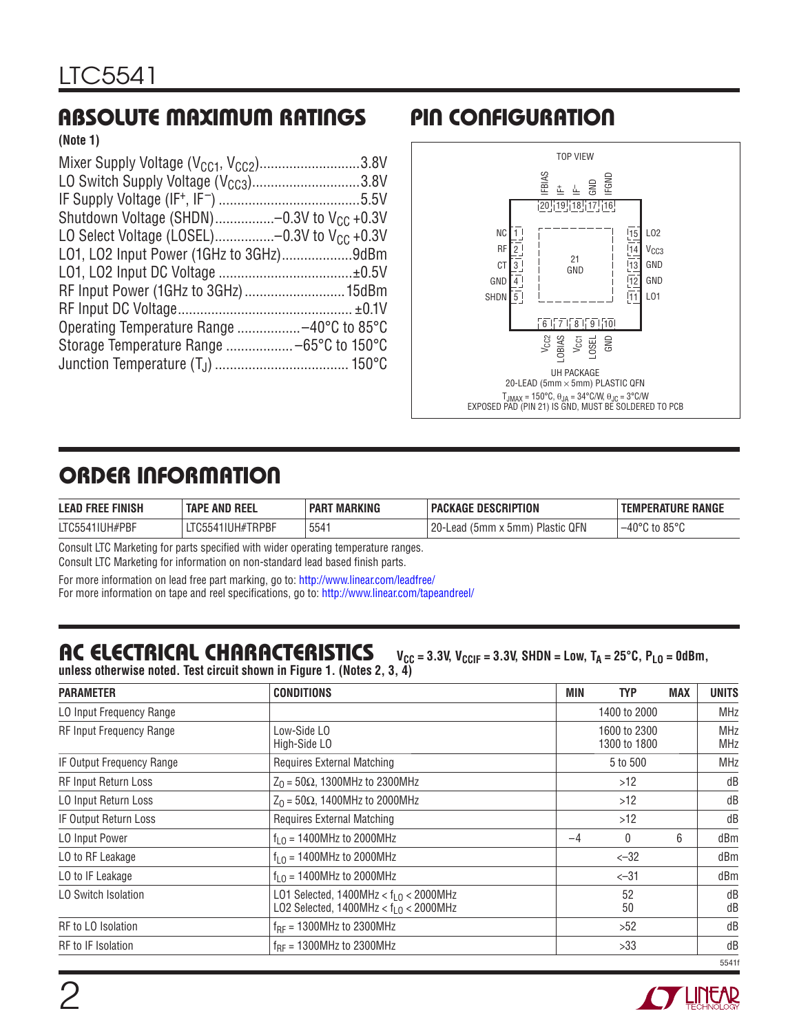## ABSOLUTE MAXIMUM RATINGS

**(Note 1)**

Mixer Supply Voltage ($V_{CC1}$, $V_{CC2}$)...........................3.8V
LO Switch Supply Voltage ($V_{CC3}$).............................3.8V
IF Supply Voltage ($IF^+$, $IF^-$) .....................................5.5V
Shutdown Voltage (SHDN)................–0.3V to $V_{CC}$ +0.3V
LO Select Voltage (LOSEL)................–0.3V to $V_{CC}$ +0.3V
LO1, LO2 Input Power (1GHz to 3GHz)...................9dBm
LO1, LO2 Input DC Voltage ...................................±0.5V
RF Input Power (1GHz to 3GHz) ...........................15dBm
RF Input DC Voltage.............................................. ±0.1V
Operating Temperature Range .................–40°C to 85°C
Storage Temperature Range ..................–65°C to 150°C
Junction Temperature ($T_J$) ................................... 150°C

## PIN CONFIGURATION

TOP VIEW

Top pins: 20 IFBIAS, 19 IF+, 18 IF–, 17 GND, 16 IFGND
Left pins: 1 NC, 2 RF, 3 CT, 4 GND, 5 SHDN
Right pins: 15 LO2, 14 $V_{CC3}$, 13 GND, 12 GND, 11 LO1
Bottom pins: 6 $V_{CC2}$, 7 LOBIAS, 8 $V_{CC1}$, 9 LOSEL, 10 GND
Center: 21 GND

UH PACKAGE
20-LEAD (5mm × 5mm) PLASTIC QFN

$T_{JMAX}$ = 150°C, $\theta_{JA}$ = 34°C/W, $\theta_{JC}$ = 3°C/W
EXPOSED PAD (PIN 21) IS GND, MUST BE SOLDERED TO PCB

## ORDER INFORMATION

| LEAD FREE FINISH | TAPE AND REEL | PART MARKING | PACKAGE DESCRIPTION | TEMPERATURE RANGE |
|---|---|---|---|---|
| LTC5541IUH#PBF | LTC5541IUH#TRPBF | 5541 | 20-Lead (5mm x 5mm) Plastic QFN | –40°C to 85°C |

Consult LTC Marketing for parts specified with wider operating temperature ranges.
Consult LTC Marketing for information on non-standard lead based finish parts.

For more information on lead free part marking, go to: http://www.linear.com/leadfree/
For more information on tape and reel specifications, go to: http://www.linear.com/tapeandreel/

## AC ELECTRICAL CHARACTERISTICS

$V_{CC}$ = 3.3V, $V_{CCIF}$ = 3.3V, SHDN = Low, $T_A$ = 25°C, $P_{LO}$ = 0dBm, unless otherwise noted. Test circuit shown in Figure 1. (Notes 2, 3, 4)

| PARAMETER | CONDITIONS | MIN | TYP | MAX | UNITS |
|---|---|---|---|---|---|
| LO Input Frequency Range | | | 1400 to 2000 | | MHz |
| RF Input Frequency Range | Low-Side LO<br>High-Side LO | | 1600 to 2300<br>1300 to 1800 | | MHz<br>MHz |
| IF Output Frequency Range | Requires External Matching | | 5 to 500 | | MHz |
| RF Input Return Loss | $Z_0$ = 50Ω, 1300MHz to 2300MHz | | >12 | | dB |
| LO Input Return Loss | $Z_0$ = 50Ω, 1400MHz to 2000MHz | | >12 | | dB |
| IF Output Return Loss | Requires External Matching | | >12 | | dB |
| LO Input Power | $f_{LO}$ = 1400MHz to 2000MHz | –4 | 0 | 6 | dBm |
| LO to RF Leakage | $f_{LO}$ = 1400MHz to 2000MHz | | <–32 | | dBm |
| LO to IF Leakage | $f_{LO}$ = 1400MHz to 2000MHz | | <–31 | | dBm |
| LO Switch Isolation | LO1 Selected, 1400MHz < $f_{LO}$ < 2000MHz<br>LO2 Selected, 1400MHz < $f_{LO}$ < 2000MHz | | 52<br>50 | | dB<br>dB |
| RF to LO Isolation | $f_{RF}$ = 1300MHz to 2300MHz | | >52 | | dB |
| RF to IF Isolation | $f_{RF}$ = 1300MHz to 2300MHz | | >33 | | dB |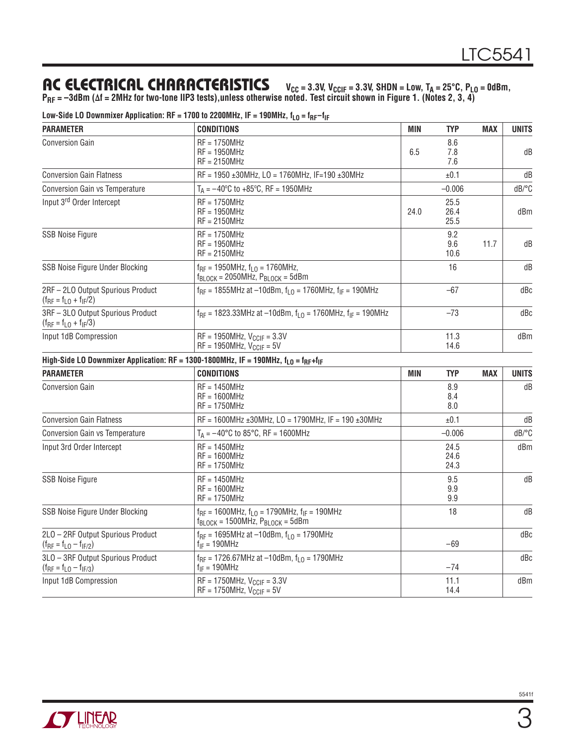## AC ELECTRICAL CHARACTERISTICS

$V_{CC}$ = 3.3V, $V_{CCIF}$ = 3.3V, SHDN = Low, $T_A$ = 25°C, $P_{LO}$ = 0dBm, $P_{RF}$ = –3dBm (Δf = 2MHz for two-tone IIP3 tests), unless otherwise noted. Test circuit shown in Figure 1. (Notes 2, 3, 4)

**Low-Side LO Downmixer Application: RF = 1700 to 2200MHz, IF = 190MHz, $f_{LO} = f_{RF} – f_{IF}$**

| PARAMETER | CONDITIONS | MIN | TYP | MAX | UNITS |
|---|---|---|---|---|---|
| Conversion Gain | RF = 1750MHz<br>RF = 1950MHz<br>RF = 2150MHz | 6.5 | 8.6<br>7.8<br>7.6 | | dB |
| Conversion Gain Flatness | RF = 1950 ±30MHz, LO = 1760MHz, IF=190 ±30MHz | | ±0.1 | | dB |
| Conversion Gain vs Temperature | $T_A$ = –40°C to +85°C, RF = 1950MHz | | –0.006 | | dB/°C |
| Input 3rd Order Intercept | RF = 1750MHz<br>RF = 1950MHz<br>RF = 2150MHz | 24.0 | 25.5<br>26.4<br>25.5 | | dBm |
| SSB Noise Figure | RF = 1750MHz<br>RF = 1950MHz<br>RF = 2150MHz | | 9.2<br>9.6<br>10.6 | 11.7 | dB |
| SSB Noise Figure Under Blocking | $f_{RF}$ = 1950MHz, $f_{LO}$ = 1760MHz,<br>$f_{BLOCK}$ = 2050MHz, $P_{BLOCK}$ = 5dBm | | 16 | | dB |
| 2RF – 2LO Output Spurious Product ($f_{RF} = f_{LO} + f_{IF}/2$) | $f_{RF}$ = 1855MHz at –10dBm, $f_{LO}$ = 1760MHz, $f_{IF}$ = 190MHz | | –67 | | dBc |
| 3RF – 3LO Output Spurious Product ($f_{RF} = f_{LO} + f_{IF}/3$) | $f_{RF}$ = 1823.33MHz at –10dBm, $f_{LO}$ = 1760MHz, $f_{IF}$ = 190MHz | | –73 | | dBc |
| Input 1dB Compression | RF = 1950MHz, $V_{CCIF}$ = 3.3V<br>RF = 1950MHz, $V_{CCIF}$ = 5V | | 11.3<br>14.6 | | dBm |

**High-Side LO Downmixer Application: RF = 1300-1800MHz, IF = 190MHz, $f_{LO} = f_{RF} + f_{IF}$**

| PARAMETER | CONDITIONS | MIN | TYP | MAX | UNITS |
|---|---|---|---|---|---|
| Conversion Gain | RF = 1450MHz<br>RF = 1600MHz<br>RF = 1750MHz | | 8.9<br>8.4<br>8.0 | | dB |
| Conversion Gain Flatness | RF = 1600MHz ±30MHz, LO = 1790MHz, IF = 190 ±30MHz | | ±0.1 | | dB |
| Conversion Gain vs Temperature | $T_A$ = –40°C to 85°C, RF = 1600MHz | | –0.006 | | dB/°C |
| Input 3rd Order Intercept | RF = 1450MHz<br>RF = 1600MHz<br>RF = 1750MHz | | 24.5<br>24.6<br>24.3 | | dBm |
| SSB Noise Figure | RF = 1450MHz<br>RF = 1600MHz<br>RF = 1750MHz | | 9.5<br>9.9<br>9.9 | | dB |
| SSB Noise Figure Under Blocking | $f_{RF}$ = 1600MHz, $f_{LO}$ = 1790MHz, $f_{IF}$ = 190MHz<br>$f_{BLOCK}$ = 1500MHz, $P_{BLOCK}$ = 5dBm | | 18 | | dB |
| 2LO – 2RF Output Spurious Product ($f_{RF} = f_{LO} – f_{IF/2}$) | $f_{RF}$ = 1695MHz at –10dBm, $f_{LO}$ = 1790MHz<br>$f_{IF}$ = 190MHz | | –69 | | dBc |
| 3LO – 3RF Output Spurious Product ($f_{RF} = f_{LO} – f_{IF/3}$) | $f_{RF}$ = 1726.67MHz at –10dBm, $f_{LO}$ = 1790MHz<br>$f_{IF}$ = 190MHz | | –74 | | dBc |
| Input 1dB Compression | RF = 1750MHz, $V_{CCIF}$ = 3.3V<br>RF = 1750MHz, $V_{CCIF}$ = 5V | | 11.1<br>14.4 | | dBm |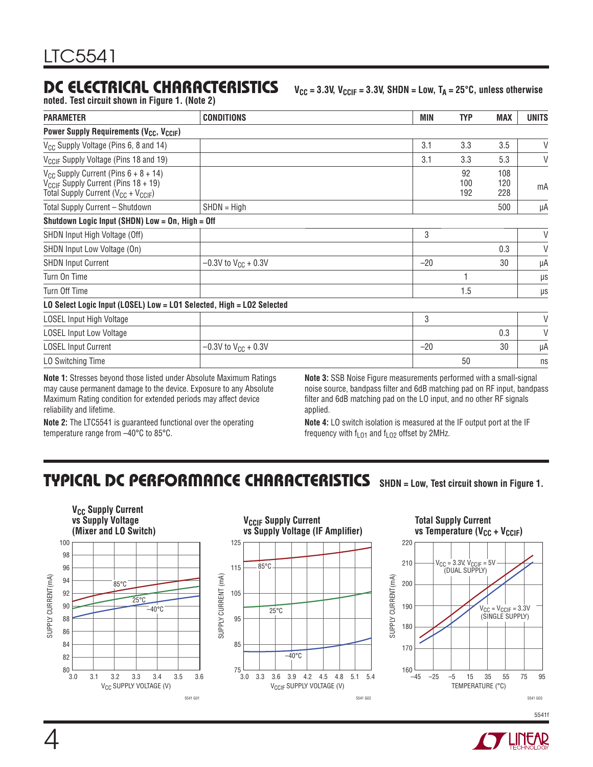## DC ELECTRICAL CHARACTERISTICS

$V_{CC}$ = 3.3V, $V_{CCIF}$ = 3.3V, SHDN = Low, $T_A$ = 25°C, unless otherwise noted. Test circuit shown in Figure 1. (Note 2)

| PARAMETER | CONDITIONS | MIN | TYP | MAX | UNITS |
|---|---|---|---|---|---|
| **Power Supply Requirements ($V_{CC}$, $V_{CCIF}$)** | | | | | |
| $V_{CC}$ Supply Voltage (Pins 6, 8 and 14) | | 3.1 | 3.3 | 3.5 | V |
| $V_{CCIF}$ Supply Voltage (Pins 18 and 19) | | 3.1 | 3.3 | 5.3 | V |
| $V_{CC}$ Supply Current (Pins 6 + 8 + 14)<br>$V_{CCIF}$ Supply Current (Pins 18 + 19)<br>Total Supply Current ($V_{CC}$ + $V_{CCIF}$) | | | 92<br>100<br>192 | 108<br>120<br>228 | mA |
| Total Supply Current – Shutdown | SHDN = High | | | 500 | µA |
| **Shutdown Logic Input (SHDN) Low = On, High = Off** | | | | | |
| SHDN Input High Voltage (Off) | | 3 | | | V |
| SHDN Input Low Voltage (On) | | | | 0.3 | V |
| SHDN Input Current | –0.3V to $V_{CC}$ + 0.3V | –20 | | 30 | µA |
| Turn On Time | | | 1 | | µs |
| Turn Off Time | | | 1.5 | | µs |
| **LO Select Logic Input (LOSEL) Low = LO1 Selected, High = LO2 Selected** | | | | | |
| LOSEL Input High Voltage | | 3 | | | V |
| LOSEL Input Low Voltage | | | | 0.3 | V |
| LOSEL Input Current | –0.3V to $V_{CC}$ + 0.3V | –20 | | 30 | µA |
| LO Switching Time | | | 50 | | ns |

**Note 1:** Stresses beyond those listed under Absolute Maximum Ratings may cause permanent damage to the device. Exposure to any Absolute Maximum Rating condition for extended periods may affect device reliability and lifetime.

**Note 2:** The LTC5541 is guaranteed functional over the operating temperature range from –40°C to 85°C.

**Note 3:** SSB Noise Figure measurements performed with a small-signal noise source, bandpass filter and 6dB matching pad on RF input, bandpass filter and 6dB matching pad on the LO input, and no other RF signals applied.

**Note 4:** LO switch isolation is measured at the IF output port at the IF frequency with $f_{LO1}$ and $f_{LO2}$ offset by 2MHz.

## TYPICAL DC PERFORMANCE CHARACTERISTICS

SHDN = Low, Test circuit shown in Figure 1.

**$V_{CC}$ Supply Current vs Supply Voltage (Mixer and LO Switch)**

5541 G01

**$V_{CCIF}$ Supply Current vs Supply Voltage (IF Amplifier)**

5541 G02

**Total Supply Current vs Temperature ($V_{CC}$ + $V_{CCIF}$)**

5541 G03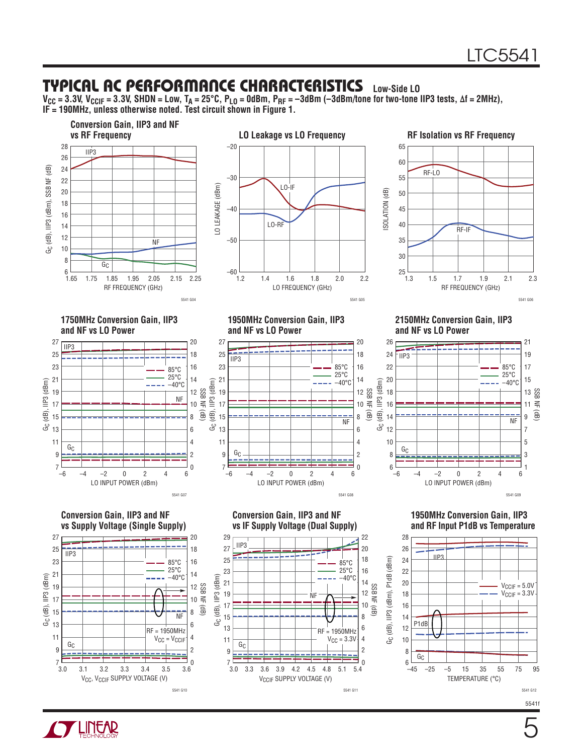## TYPICAL AC PERFORMANCE CHARACTERISTICS Low-Side LO

**$V_{CC}$ = 3.3V, $V_{CCIF}$ = 3.3V, SHDN = Low, $T_A$ = 25°C, $P_{LO}$ = 0dBm, $P_{RF}$ = –3dBm (–3dBm/tone for two-tone IIP3 tests, Δf = 2MHz), IF = 190MHz, unless otherwise noted. Test circuit shown in Figure 1.**

**Conversion Gain, IIP3 and NF vs RF Frequency**

5541 G04

**LO Leakage vs LO Frequency**

5541 G05

**RF Isolation vs RF Frequency**

5541 G06

**1750MHz Conversion Gain, IIP3 and NF vs LO Power**

5541 G07

**1950MHz Conversion Gain, IIP3 and NF vs LO Power**

5541 G08

**2150MHz Conversion Gain, IIP3 and NF vs LO Power**

5541 G09

**Conversion Gain, IIP3 and NF vs Supply Voltage (Single Supply)**

5541 G10

**Conversion Gain, IIP3 and NF vs IF Supply Voltage (Dual Supply)**

5541 G11

**1950MHz Conversion Gain, IIP3 and RF Input P1dB vs Temperature**

5541 G12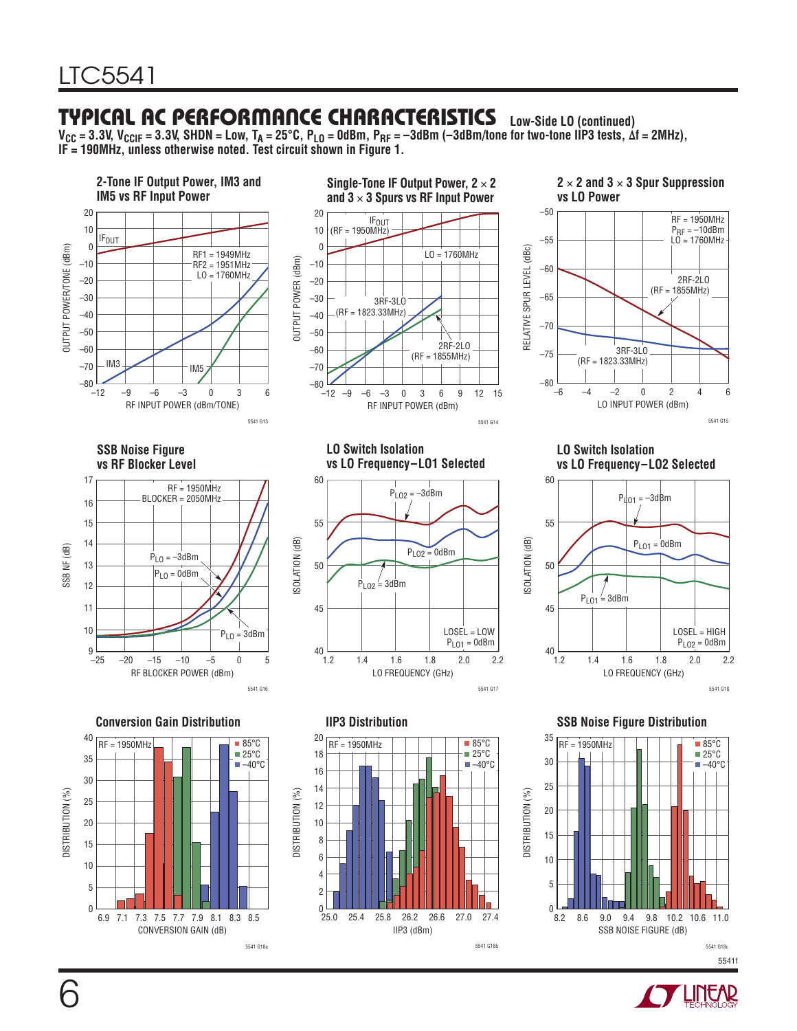## TYPICAL AC PERFORMANCE CHARACTERISTICS Low-Side LO (continued)

**$V_{CC}$ = 3.3V, $V_{CCIF}$ = 3.3V, SHDN = Low, $T_A$ = 25°C, $P_{LO}$ = 0dBm, $P_{RF}$ = –3dBm (–3dBm/tone for two-tone IIP3 tests, Δf = 2MHz), IF = 190MHz, unless otherwise noted. Test circuit shown in Figure 1.**

**2-Tone IF Output Power, IM3 and IM5 vs RF Input Power**

5541 G13

**Single-Tone IF Output Power, 2 × 2 and 3 × 3 Spurs vs RF Input Power**

5541 G14

**2 × 2 and 3 × 3 Spur Suppression vs LO Power**

5541 G15

**SSB Noise Figure vs RF Blocker Level**

5541 G16

**LO Switch Isolation vs LO Frequency–LO1 Selected**

5541 G17

**LO Switch Isolation vs LO Frequency–LO2 Selected**

5541 G18

**Conversion Gain Distribution**

5541 G18a

**IIP3 Distribution**

5541 G18b

**SSB Noise Figure Distribution**

5541 G18c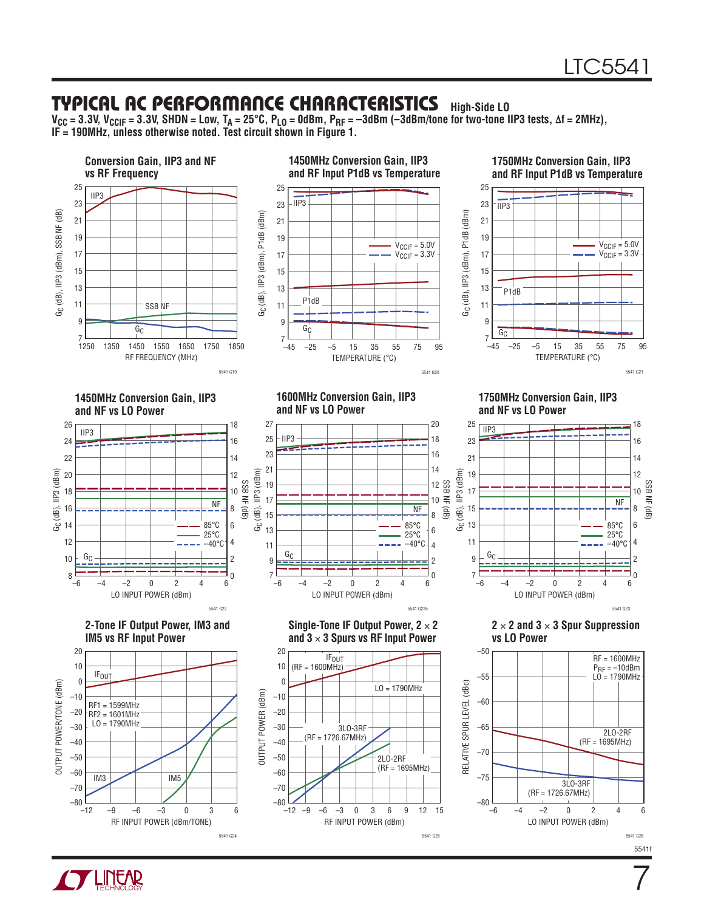## TYPICAL AC PERFORMANCE CHARACTERISTICS High-Side LO

$V_{CC}$ = 3.3V, $V_{CCIF}$ = 3.3V, SHDN = Low, $T_A$ = 25°C, $P_{LO}$ = 0dBm, $P_{RF}$ = –3dBm (–3dBm/tone for two-tone IIP3 tests, Δf = 2MHz), IF = 190MHz, unless otherwise noted. Test circuit shown in Figure 1.

**Conversion Gain, IIP3 and NF vs RF Frequency**

**1450MHz Conversion Gain, IIP3 and RF Input P1dB vs Temperature**

**1750MHz Conversion Gain, IIP3 and RF Input P1dB vs Temperature**

**1450MHz Conversion Gain, IIP3 and NF vs LO Power**

**1600MHz Conversion Gain, IIP3 and NF vs LO Power**

**1750MHz Conversion Gain, IIP3 and NF vs LO Power**

**2-Tone IF Output Power, IM3 and IM5 vs RF Input Power**

**Single-Tone IF Output Power, 2 × 2 and 3 × 3 Spurs vs RF Input Power**

**2 × 2 and 3 × 3 Spur Suppression vs LO Power**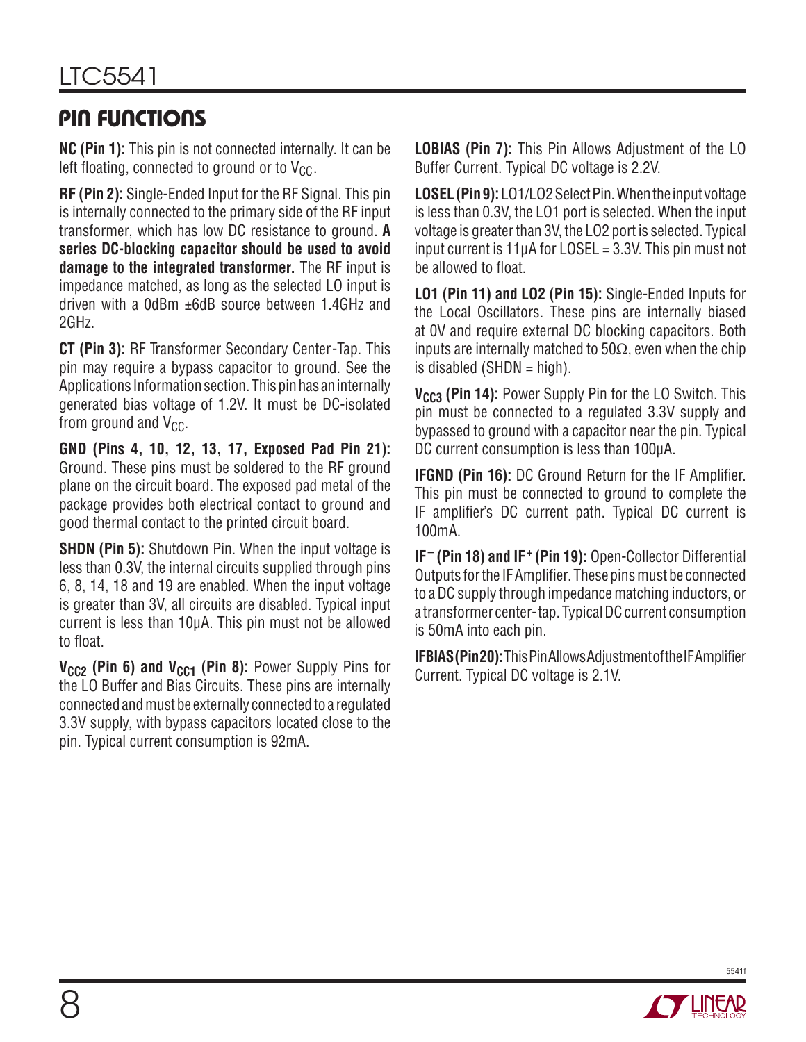## PIN FUNCTIONS

**NC (Pin 1):** This pin is not connected internally. It can be left floating, connected to ground or to $V_{CC}$.

**RF (Pin 2):** Single-Ended Input for the RF Signal. This pin is internally connected to the primary side of the RF input transformer, which has low DC resistance to ground. **A series DC-blocking capacitor should be used to avoid damage to the integrated transformer.** The RF input is impedance matched, as long as the selected LO input is driven with a 0dBm ±6dB source between 1.4GHz and 2GHz.

**CT (Pin 3):** RF Transformer Secondary Center-Tap. This pin may require a bypass capacitor to ground. See the Applications Information section. This pin has an internally generated bias voltage of 1.2V. It must be DC-isolated from ground and $V_{CC}$.

**GND (Pins 4, 10, 12, 13, 17, Exposed Pad Pin 21):** Ground. These pins must be soldered to the RF ground plane on the circuit board. The exposed pad metal of the package provides both electrical contact to ground and good thermal contact to the printed circuit board.

**SHDN (Pin 5):** Shutdown Pin. When the input voltage is less than 0.3V, the internal circuits supplied through pins 6, 8, 14, 18 and 19 are enabled. When the input voltage is greater than 3V, all circuits are disabled. Typical input current is less than 10µA. This pin must not be allowed to float.

**$V_{CC2}$ (Pin 6) and $V_{CC1}$ (Pin 8):** Power Supply Pins for the LO Buffer and Bias Circuits. These pins are internally connected and must be externally connected to a regulated 3.3V supply, with bypass capacitors located close to the pin. Typical current consumption is 92mA.

**LOBIAS (Pin 7):** This Pin Allows Adjustment of the LO Buffer Current. Typical DC voltage is 2.2V.

**LOSEL (Pin 9):** LO1/LO2 Select Pin. When the input voltage is less than 0.3V, the LO1 port is selected. When the input voltage is greater than 3V, the LO2 port is selected. Typical input current is 11µA for LOSEL = 3.3V. This pin must not be allowed to float.

**LO1 (Pin 11) and LO2 (Pin 15):** Single-Ended Inputs for the Local Oscillators. These pins are internally biased at 0V and require external DC blocking capacitors. Both inputs are internally matched to 50Ω, even when the chip is disabled (SHDN = high).

**$V_{CC3}$ (Pin 14):** Power Supply Pin for the LO Switch. This pin must be connected to a regulated 3.3V supply and bypassed to ground with a capacitor near the pin. Typical DC current consumption is less than 100µA.

**IFGND (Pin 16):** DC Ground Return for the IF Amplifier. This pin must be connected to ground to complete the IF amplifier's DC current path. Typical DC current is 100mA.

**$IF^-$ (Pin 18) and $IF^+$ (Pin 19):** Open-Collector Differential Outputs for the IF Amplifier. These pins must be connected to a DC supply through impedance matching inductors, or a transformer center-tap. Typical DC current consumption is 50mA into each pin.

**IFBIAS (Pin 20):** This Pin Allows Adjustment of the IF Amplifier Current. Typical DC voltage is 2.1V.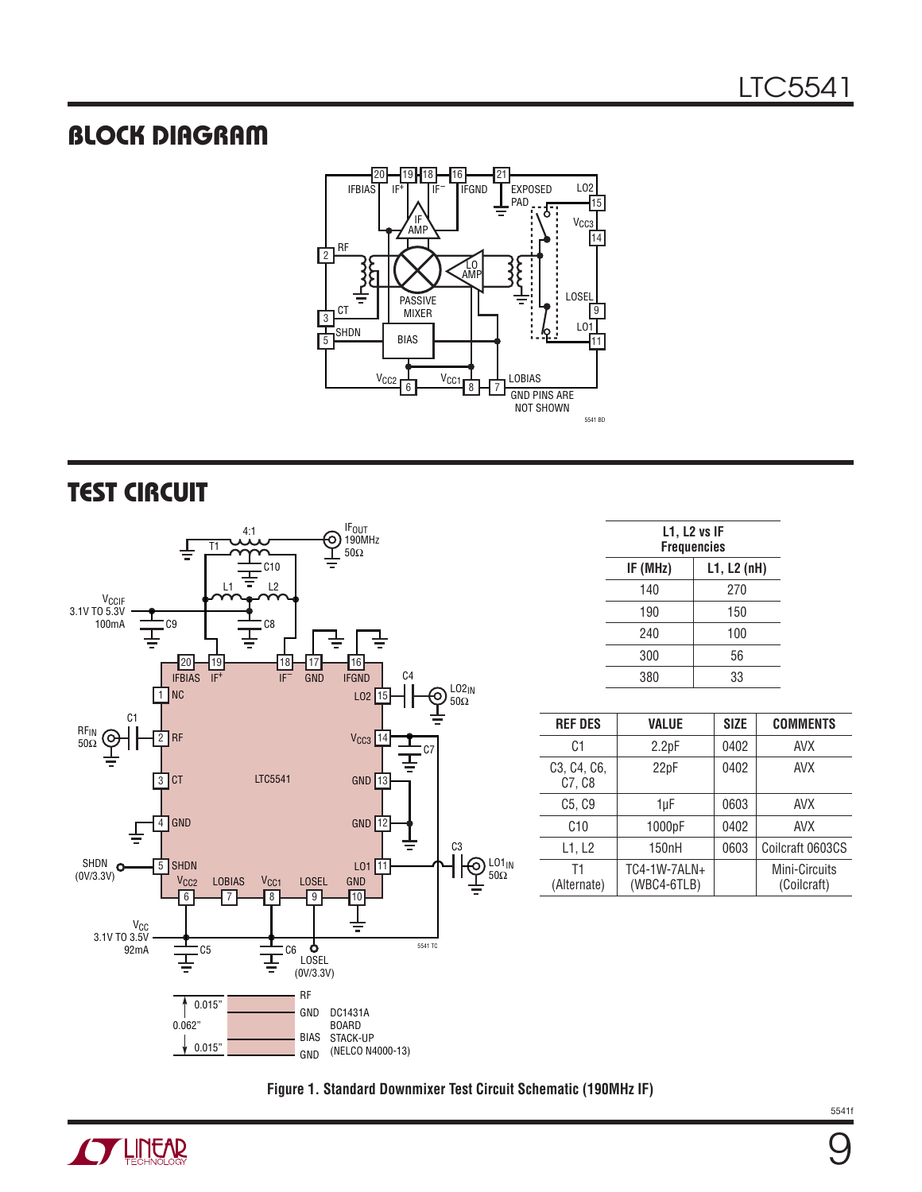## BLOCK DIAGRAM

## TEST CIRCUIT

| L1, L2 vs IF Frequencies | |
|---|---|
| IF (MHz) | L1, L2 (nH) |
| 140 | 270 |
| 190 | 150 |
| 240 | 100 |
| 300 | 56 |
| 380 | 33 |

| REF DES | VALUE | SIZE | COMMENTS |
|---|---|---|---|
| C1 | 2.2pF | 0402 | AVX |
| C3, C4, C6, C7, C8 | 22pF | 0402 | AVX |
| C5, C9 | 1µF | 0603 | AVX |
| C10 | 1000pF | 0402 | AVX |
| L1, L2 | 150nH | 0603 | Coilcraft 0603CS |
| T1 (Alternate) | TC4-1W-7ALN+ (WBC4-6TLB) | | Mini-Circuits (Coilcraft) |

**Figure 1. Standard Downmixer Test Circuit Schematic (190MHz IF)**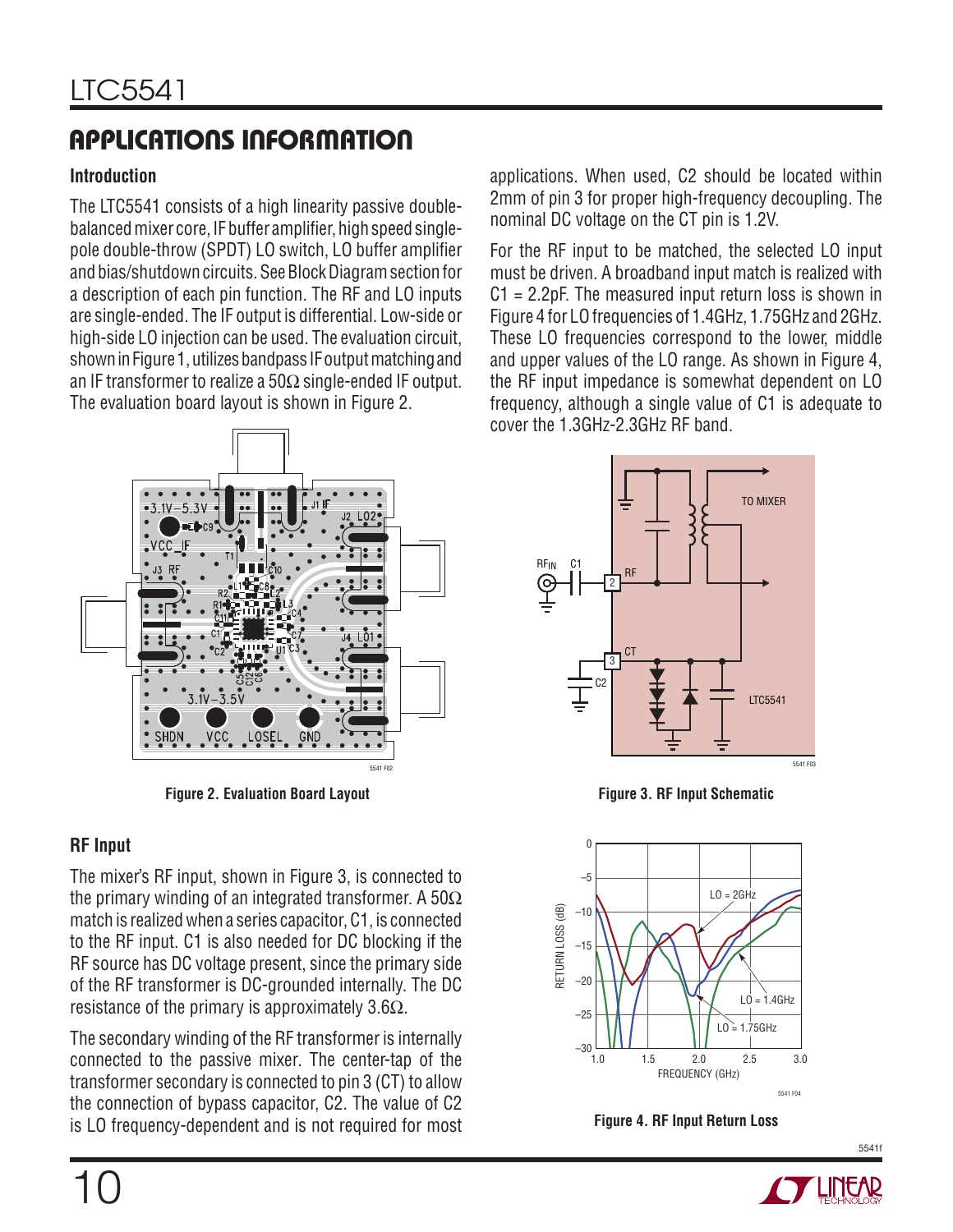## APPLICATIONS INFORMATION

### Introduction

The LTC5541 consists of a high linearity passive double-balanced mixer core, IF buffer amplifier, high speed single-pole double-throw (SPDT) LO switch, LO buffer amplifier and bias/shutdown circuits. See Block Diagram section for a description of each pin function. The RF and LO inputs are single-ended. The IF output is differential. Low-side or high-side LO injection can be used. The evaluation circuit, shown in Figure 1, utilizes bandpass IF output matching and an IF transformer to realize a 50Ω single-ended IF output. The evaluation board layout is shown in Figure 2.

Figure 2. Evaluation Board Layout

### RF Input

The mixer's RF input, shown in Figure 3, is connected to the primary winding of an integrated transformer. A 50Ω match is realized when a series capacitor, C1, is connected to the RF input. C1 is also needed for DC blocking if the RF source has DC voltage present, since the primary side of the RF transformer is DC-grounded internally. The DC resistance of the primary is approximately 3.6Ω.

The secondary winding of the RF transformer is internally connected to the passive mixer. The center-tap of the transformer secondary is connected to pin 3 (CT) to allow the connection of bypass capacitor, C2. The value of C2 is LO frequency-dependent and is not required for most applications. When used, C2 should be located within 2mm of pin 3 for proper high-frequency decoupling. The nominal DC voltage on the CT pin is 1.2V.

For the RF input to be matched, the selected LO input must be driven. A broadband input match is realized with C1 = 2.2pF. The measured input return loss is shown in Figure 4 for LO frequencies of 1.4GHz, 1.75GHz and 2GHz. These LO frequencies correspond to the lower, middle and upper values of the LO range. As shown in Figure 4, the RF input impedance is somewhat dependent on LO frequency, although a single value of C1 is adequate to cover the 1.3GHz-2.3GHz RF band.

Figure 3. RF Input Schematic

Figure 4. RF Input Return Loss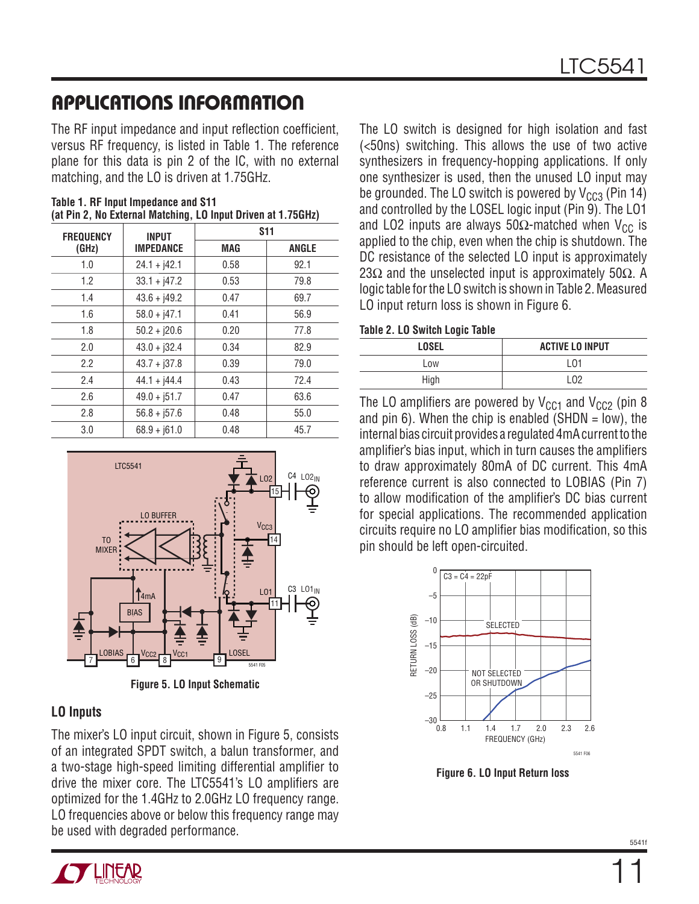## APPLICATIONS INFORMATION

The RF input impedance and input reflection coefficient, versus RF frequency, is listed in Table 1. The reference plane for this data is pin 2 of the IC, with no external matching, and the LO is driven at 1.75GHz.

**Table 1. RF Input Impedance and S11 (at Pin 2, No External Matching, LO Input Driven at 1.75GHz)**

| FREQUENCY (GHz) | INPUT IMPEDANCE | S11 | |
|---|---|---|---|
| | | MAG | ANGLE |
| 1.0 | 24.1 + j42.1 | 0.58 | 92.1 |
| 1.2 | 33.1 + j47.2 | 0.53 | 79.8 |
| 1.4 | 43.6 + j49.2 | 0.47 | 69.7 |
| 1.6 | 58.0 + j47.1 | 0.41 | 56.9 |
| 1.8 | 50.2 + j20.6 | 0.20 | 77.8 |
| 2.0 | 43.0 + j32.4 | 0.34 | 82.9 |
| 2.2 | 43.7 + j37.8 | 0.39 | 79.0 |
| 2.4 | 44.1 + j44.4 | 0.43 | 72.4 |
| 2.6 | 49.0 + j51.7 | 0.47 | 63.6 |
| 2.8 | 56.8 + j57.6 | 0.48 | 55.0 |
| 3.0 | 68.9 + j61.0 | 0.48 | 45.7 |

Figure 5. LO Input Schematic

### LO Inputs

The mixer's LO input circuit, shown in Figure 5, consists of an integrated SPDT switch, a balun transformer, and a two-stage high-speed limiting differential amplifier to drive the mixer core. The LTC5541's LO amplifiers are optimized for the 1.4GHz to 2.0GHz LO frequency range. LO frequencies above or below this frequency range may be used with degraded performance.

The LO switch is designed for high isolation and fast (<50ns) switching. This allows the use of two active synthesizers in frequency-hopping applications. If only one synthesizer is used, then the unused LO input may be grounded. The LO switch is powered by $V_{CC3}$ (Pin 14) and controlled by the LOSEL logic input (Pin 9). The LO1 and LO2 inputs are always 50Ω-matched when $V_{CC}$ is applied to the chip, even when the chip is shutdown. The DC resistance of the selected LO input is approximately 23Ω and the unselected input is approximately 50Ω. A logic table for the LO switch is shown in Table 2. Measured LO input return loss is shown in Figure 6.

**Table 2. LO Switch Logic Table**

| LOSEL | ACTIVE LO INPUT |
|---|---|
| Low | LO1 |
| High | LO2 |

The LO amplifiers are powered by $V_{CC1}$ and $V_{CC2}$ (pin 8 and pin 6). When the chip is enabled (SHDN = low), the internal bias circuit provides a regulated 4mA current to the amplifier's bias input, which in turn causes the amplifiers to draw approximately 80mA of DC current. This 4mA reference current is also connected to LOBIAS (Pin 7) to allow modification of the amplifier's DC bias current for special applications. The recommended application circuits require no LO amplifier bias modification, so this pin should be left open-circuited.

Figure 6. LO Input Return loss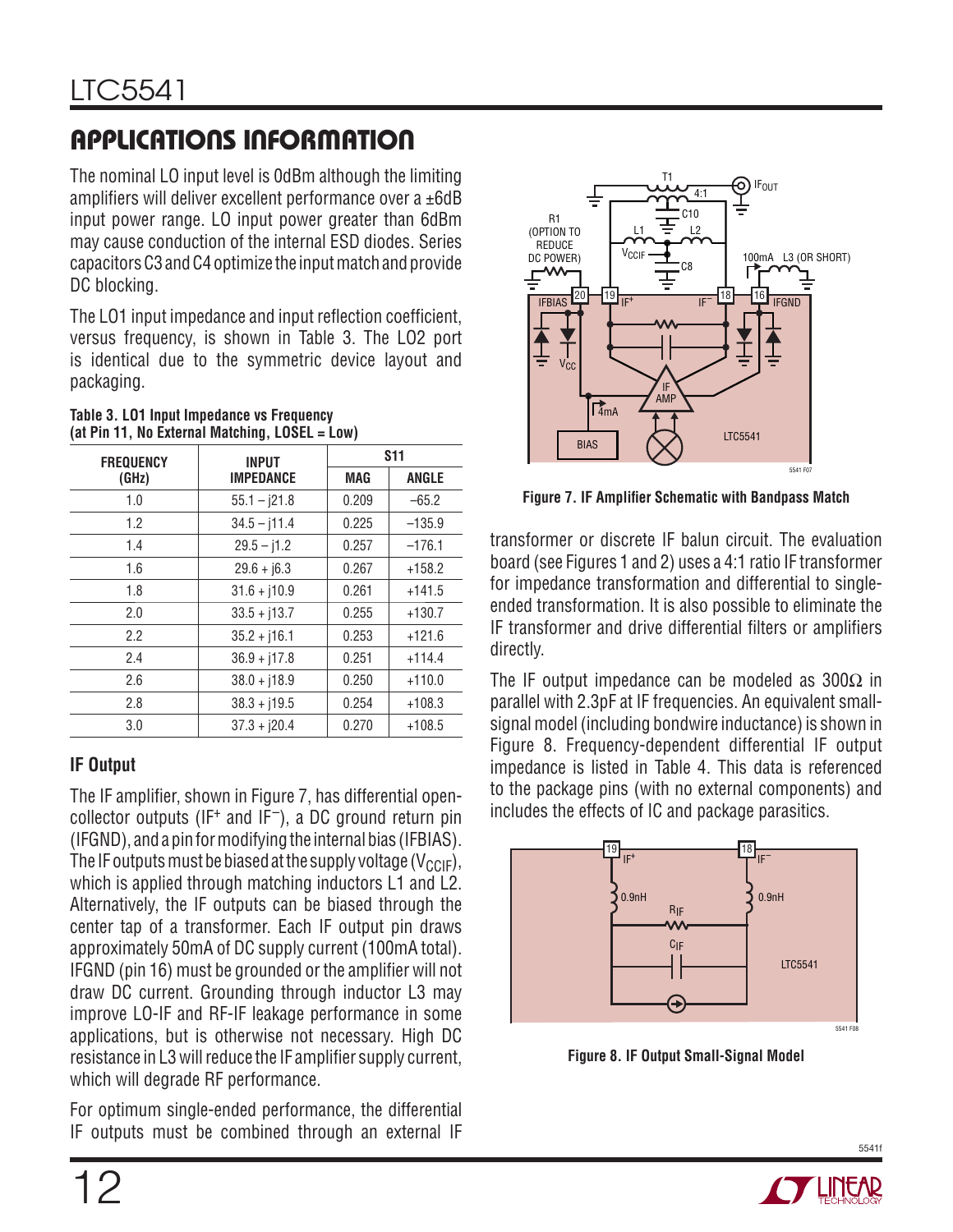## APPLICATIONS INFORMATION

The nominal LO input level is 0dBm although the limiting amplifiers will deliver excellent performance over a ±6dB input power range. LO input power greater than 6dBm may cause conduction of the internal ESD diodes. Series capacitors C3 and C4 optimize the input match and provide DC blocking.

The LO1 input impedance and input reflection coefficient, versus frequency, is shown in Table 3. The LO2 port is identical due to the symmetric device layout and packaging.

**Table 3. LO1 Input Impedance vs Frequency (at Pin 11, No External Matching, LOSEL = Low)**

| FREQUENCY (GHz) | INPUT IMPEDANCE | S11 | |
|---|---|---|---|
| | | MAG | ANGLE |
| 1.0 | 55.1 – j21.8 | 0.209 | –65.2 |
| 1.2 | 34.5 – j11.4 | 0.225 | –135.9 |
| 1.4 | 29.5 – j1.2 | 0.257 | –176.1 |
| 1.6 | 29.6 + j6.3 | 0.267 | +158.2 |
| 1.8 | 31.6 + j10.9 | 0.261 | +141.5 |
| 2.0 | 33.5 + j13.7 | 0.255 | +130.7 |
| 2.2 | 35.2 + j16.1 | 0.253 | +121.6 |
| 2.4 | 36.9 + j17.8 | 0.251 | +114.4 |
| 2.6 | 38.0 + j18.9 | 0.250 | +110.0 |
| 2.8 | 38.3 + j19.5 | 0.254 | +108.3 |
| 3.0 | 37.3 + j20.4 | 0.270 | +108.5 |

### IF Output

The IF amplifier, shown in Figure 7, has differential open-collector outputs ($IF^+$ and $IF^-$), a DC ground return pin (IFGND), and a pin for modifying the internal bias (IFBIAS). The IF outputs must be biased at the supply voltage ($V_{CCIF}$), which is applied through matching inductors L1 and L2. Alternatively, the IF outputs can be biased through the center tap of a transformer. Each IF output pin draws approximately 50mA of DC supply current (100mA total). IFGND (pin 16) must be grounded or the amplifier will not draw DC current. Grounding through inductor L3 may improve LO-IF and RF-IF leakage performance in some applications, but is otherwise not necessary. High DC resistance in L3 will reduce the IF amplifier supply current, which will degrade RF performance.

For optimum single-ended performance, the differential IF outputs must be combined through an external IF transformer or discrete IF balun circuit. The evaluation board (see Figures 1 and 2) uses a 4:1 ratio IF transformer for impedance transformation and differential to single-ended transformation. It is also possible to eliminate the IF transformer and drive differential filters or amplifiers directly.

**Figure 7. IF Amplifier Schematic with Bandpass Match**

The IF output impedance can be modeled as 300Ω in parallel with 2.3pF at IF frequencies. An equivalent small-signal model (including bondwire inductance) is shown in Figure 8. Frequency-dependent differential IF output impedance is listed in Table 4. This data is referenced to the package pins (with no external components) and includes the effects of IC and package parasitics.

**Figure 8. IF Output Small-Signal Model**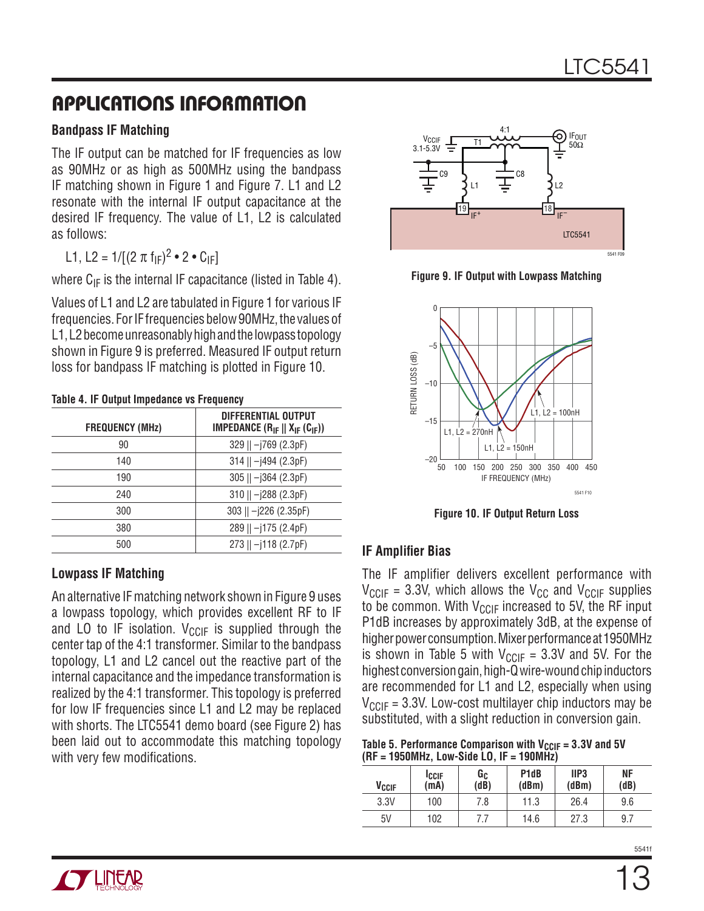## APPLICATIONS INFORMATION

### Bandpass IF Matching

The IF output can be matched for IF frequencies as low as 90MHz or as high as 500MHz using the bandpass IF matching shown in Figure 1 and Figure 7. L1 and L2 resonate with the internal IF output capacitance at the desired IF frequency. The value of L1, L2 is calculated as follows:

$$L1, L2 = 1/[(2 \pi f_{IF})^2 \bullet 2 \bullet C_{IF}]$$

where $C_{IF}$ is the internal IF capacitance (listed in Table 4).

Values of L1 and L2 are tabulated in Figure 1 for various IF frequencies. For IF frequencies below 90MHz, the values of L1, L2 become unreasonably high and the lowpass topology shown in Figure 9 is preferred. Measured IF output return loss for bandpass IF matching is plotted in Figure 10.

**Table 4. IF Output Impedance vs Frequency**

| FREQUENCY (MHz) | DIFFERENTIAL OUTPUT IMPEDANCE ($R_{IF}$ \|\| $X_{IF}$ ($C_{IF}$)) |
|---|---|
| 90 | 329 \|\| –j769 (2.3pF) |
| 140 | 314 \|\| –j494 (2.3pF) |
| 190 | 305 \|\| –j364 (2.3pF) |
| 240 | 310 \|\| –j288 (2.3pF) |
| 300 | 303 \|\| –j226 (2.35pF) |
| 380 | 289 \|\| –j175 (2.4pF) |
| 500 | 273 \|\| –j118 (2.7pF) |

### Lowpass IF Matching

An alternative IF matching network shown in Figure 9 uses a lowpass topology, which provides excellent RF to IF and LO to IF isolation. $V_{CCIF}$ is supplied through the center tap of the 4:1 transformer. Similar to the bandpass topology, L1 and L2 cancel out the reactive part of the internal capacitance and the impedance transformation is realized by the 4:1 transformer. This topology is preferred for low IF frequencies since L1 and L2 may be replaced with shorts. The LTC5541 demo board (see Figure 2) has been laid out to accommodate this matching topology with very few modifications.

**Figure 9. IF Output with Lowpass Matching**

**Figure 10. IF Output Return Loss**

### IF Amplifier Bias

The IF amplifier delivers excellent performance with $V_{CCIF}$ = 3.3V, which allows the $V_{CC}$ and $V_{CCIF}$ supplies to be common. With $V_{CCIF}$ increased to 5V, the RF input P1dB increases by approximately 3dB, at the expense of higher power consumption. Mixer performance at 1950MHz is shown in Table 5 with $V_{CCIF}$ = 3.3V and 5V. For the highest conversion gain, high-Q wire-wound chip inductors are recommended for L1 and L2, especially when using $V_{CCIF}$ = 3.3V. Low-cost multilayer chip inductors may be substituted, with a slight reduction in conversion gain.

**Table 5. Performance Comparison with $V_{CCIF}$ = 3.3V and 5V (RF = 1950MHz, Low-Side LO, IF = 190MHz)**

| $V_{CCIF}$ | $I_{CCIF}$ (mA) | $G_C$ (dB) | P1dB (dBm) | IIP3 (dBm) | NF (dB) |
|---|---|---|---|---|---|
| 3.3V | 100 | 7.8 | 11.3 | 26.4 | 9.6 |
| 5V | 102 | 7.7 | 14.6 | 27.3 | 9.7 |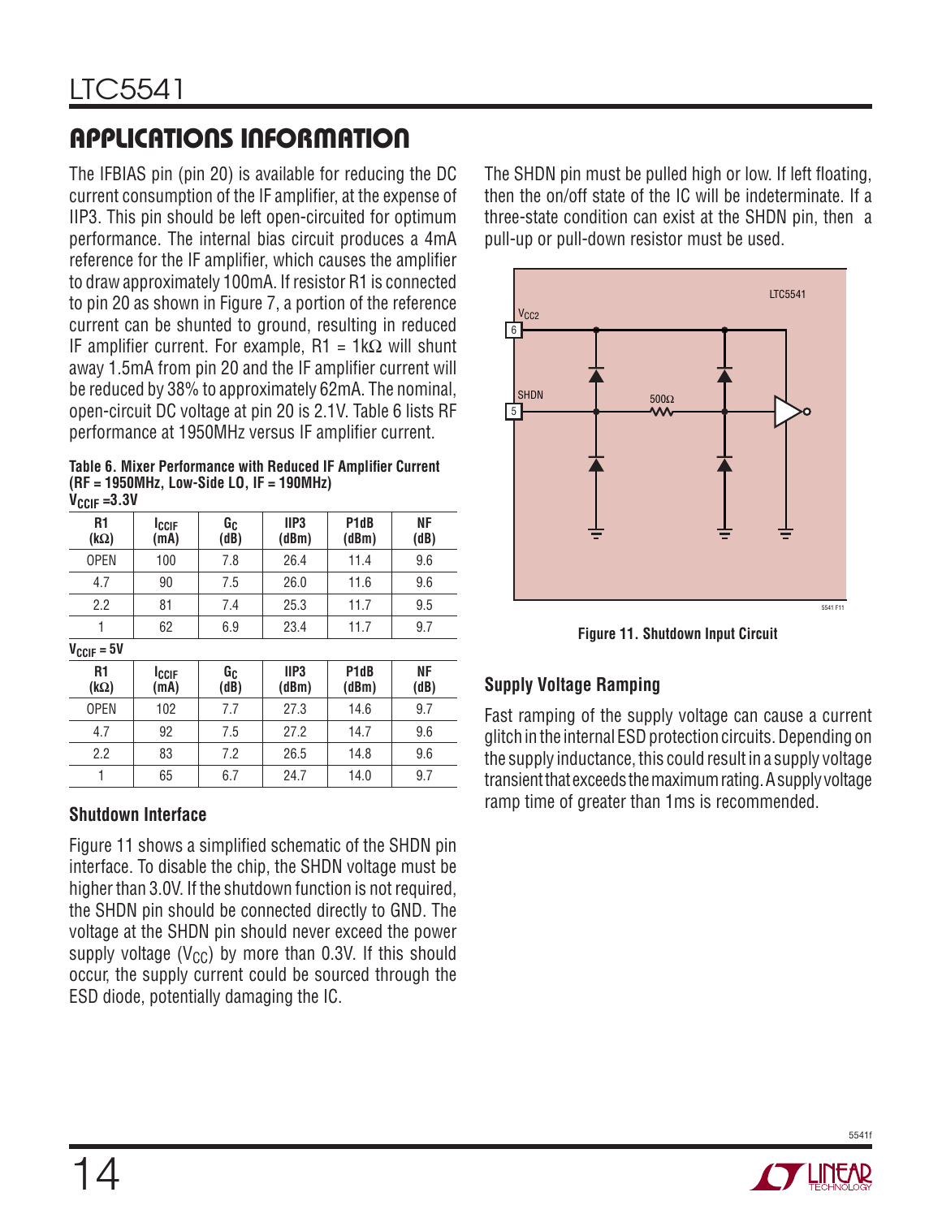## APPLICATIONS INFORMATION

The IFBIAS pin (pin 20) is available for reducing the DC current consumption of the IF amplifier, at the expense of IIP3. This pin should be left open-circuited for optimum performance. The internal bias circuit produces a 4mA reference for the IF amplifier, which causes the amplifier to draw approximately 100mA. If resistor R1 is connected to pin 20 as shown in Figure 7, a portion of the reference current can be shunted to ground, resulting in reduced IF amplifier current. For example, R1 = 1kΩ will shunt away 1.5mA from pin 20 and the IF amplifier current will be reduced by 38% to approximately 62mA. The nominal, open-circuit DC voltage at pin 20 is 2.1V. Table 6 lists RF performance at 1950MHz versus IF amplifier current.

**Table 6. Mixer Performance with Reduced IF Amplifier Current (RF = 1950MHz, Low-Side LO, IF = 190MHz)**

$V_{CCIF}$ = 3.3V

| R1 (kΩ) | $I_{CCIF}$ (mA) | $G_C$ (dB) | IIP3 (dBm) | P1dB (dBm) | NF (dB) |
|---|---|---|---|---|---|
| OPEN | 100 | 7.8 | 26.4 | 11.4 | 9.6 |
| 4.7 | 90 | 7.5 | 26.0 | 11.6 | 9.6 |
| 2.2 | 81 | 7.4 | 25.3 | 11.7 | 9.5 |
| 1 | 62 | 6.9 | 23.4 | 11.7 | 9.7 |

$V_{CCIF}$ = 5V

| R1 (kΩ) | $I_{CCIF}$ (mA) | $G_C$ (dB) | IIP3 (dBm) | P1dB (dBm) | NF (dB) |
|---|---|---|---|---|---|
| OPEN | 102 | 7.7 | 27.3 | 14.6 | 9.7 |
| 4.7 | 92 | 7.5 | 27.2 | 14.7 | 9.6 |
| 2.2 | 83 | 7.2 | 26.5 | 14.8 | 9.6 |
| 1 | 65 | 6.7 | 24.7 | 14.0 | 9.7 |

### Shutdown Interface

Figure 11 shows a simplified schematic of the SHDN pin interface. To disable the chip, the SHDN voltage must be higher than 3.0V. If the shutdown function is not required, the SHDN pin should be connected directly to GND. The voltage at the SHDN pin should never exceed the power supply voltage ($V_{CC}$) by more than 0.3V. If this should occur, the supply current could be sourced through the ESD diode, potentially damaging the IC.

The SHDN pin must be pulled high or low. If left floating, then the on/off state of the IC will be indeterminate. If a three-state condition can exist at the SHDN pin, then a pull-up or pull-down resistor must be used.

**Figure 11. Shutdown Input Circuit**

### Supply Voltage Ramping

Fast ramping of the supply voltage can cause a current glitch in the internal ESD protection circuits. Depending on the supply inductance, this could result in a supply voltage transient that exceeds the maximum rating. A supply voltage ramp time of greater than 1ms is recommended.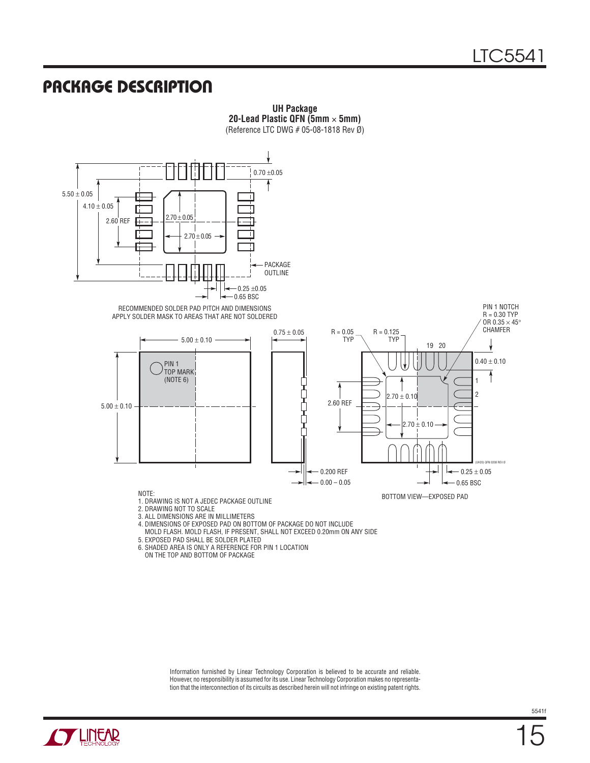## PACKAGE DESCRIPTION

**UH Package**
**20-Lead Plastic QFN (5mm × 5mm)**
(Reference LTC DWG # 05-08-1818 Rev Ø)

5.50 ± 0.05
4.10 ± 0.05
2.60 REF
2.70 ± 0.05
2.70 ± 0.05
0.70 ±0.05
PACKAGE OUTLINE
0.25 ±0.05
0.65 BSC

RECOMMENDED SOLDER PAD PITCH AND DIMENSIONS
APPLY SOLDER MASK TO AREAS THAT ARE NOT SOLDERED

5.00 ± 0.10
5.00 ± 0.10
PIN 1 TOP MARK (NOTE 6)
0.75 ± 0.05
0.200 REF
0.00 – 0.05
R = 0.05 TYP
R = 0.125 TYP
PIN 1 NOTCH R = 0.30 TYP OR 0.35 × 45° CHAMFER
19 20
0.40 ± 0.10
1
2
2.60 REF
2.70 ± 0.10
2.70 ± 0.10
0.25 ± 0.05
0.65 BSC
(UH20) QFN 0208 REV Ø

BOTTOM VIEW—EXPOSED PAD

NOTE:
1. DRAWING IS NOT A JEDEC PACKAGE OUTLINE
2. DRAWING NOT TO SCALE
3. ALL DIMENSIONS ARE IN MILLIMETERS
4. DIMENSIONS OF EXPOSED PAD ON BOTTOM OF PACKAGE DO NOT INCLUDE MOLD FLASH. MOLD FLASH, IF PRESENT, SHALL NOT EXCEED 0.20mm ON ANY SIDE
5. EXPOSED PAD SHALL BE SOLDER PLATED
6. SHADED AREA IS ONLY A REFERENCE FOR PIN 1 LOCATION ON THE TOP AND BOTTOM OF PACKAGE

Information furnished by Linear Technology Corporation is believed to be accurate and reliable. However, no responsibility is assumed for its use. Linear Technology Corporation makes no representation that the interconnection of its circuits as described herein will not infringe on existing patent rights.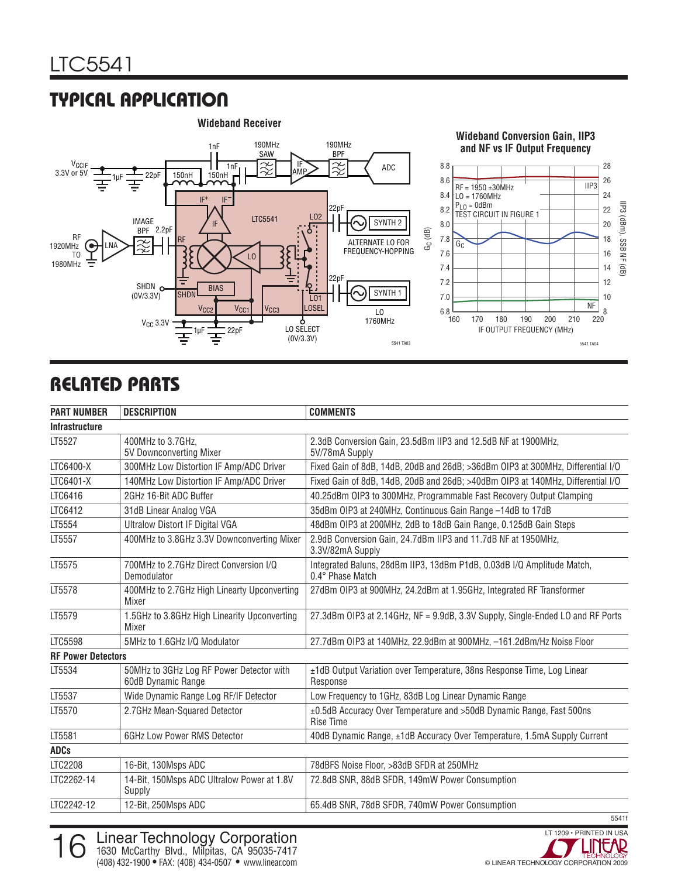## TYPICAL APPLICATION

**Wideband Receiver**

$V_{CCIF}$
3.3V or 5V
1µF
22pF
150nH
150nH
1nF
1nF
190MHz
SAW
IF AMP
190MHz
BPF
ADC
$IF^+$
$IF^-$
IMAGE
BPF
2.2pF
RF
1920MHz
TO
1980MHz
LNA
RF
IF
LTC5541
LO2
22pF
SYNTH 2
ALTERNATE LO FOR FREQUENCY-HOPPING
LO
22pF
SYNTH 1
SHDN
(0V/3.3V)
SHDN
BIAS
$V_{CC2}$
$V_{CC1}$
$V_{CC3}$
LO1
LOSEL
LO
1760MHz
$V_{CC}$ 3.3V
1µF
22pF
LO SELECT
(0V/3.3V)
5541 TA03

**Wideband Conversion Gain, IIP3 and NF vs IF Output Frequency**

RF = 1950 ±30MHz
LO = 1760MHz
$P_{LO}$ = 0dBm
TEST CIRCUIT IN FIGURE 1
IIP3
$G_C$
NF
$G_C$ (dB)
8.8
8.6
8.4
8.2
8.0
7.8
7.6
7.4
7.2
7.0
6.8
IIP3 (dBm), SSB NF (dB)
28
26
24
22
20
18
16
14
12
10
8
160
170
180
190
200
210
220
IF OUTPUT FREQUENCY (MHz)
5541 TA04

## RELATED PARTS

| PART NUMBER | DESCRIPTION | COMMENTS |
|---|---|---|
| **Infrastructure** | | |
| LT5527 | 400MHz to 3.7GHz, 5V Downconverting Mixer | 2.3dB Conversion Gain, 23.5dBm IIP3 and 12.5dB NF at 1900MHz, 5V/78mA Supply |
| LTC6400-X | 300MHz Low Distortion IF Amp/ADC Driver | Fixed Gain of 8dB, 14dB, 20dB and 26dB; >36dBm OIP3 at 300MHz, Differential I/O |
| LTC6401-X | 140MHz Low Distortion IF Amp/ADC Driver | Fixed Gain of 8dB, 14dB, 20dB and 26dB; >40dBm OIP3 at 140MHz, Differential I/O |
| LTC6416 | 2GHz 16-Bit ADC Buffer | 40.25dBm OIP3 to 300MHz, Programmable Fast Recovery Output Clamping |
| LTC6412 | 31dB Linear Analog VGA | 35dBm OIP3 at 240MHz, Continuous Gain Range –14dB to 17dB |
| LT5554 | Ultralow Distort IF Digital VGA | 48dBm OIP3 at 200MHz, 2dB to 18dB Gain Range, 0.125dB Gain Steps |
| LT5557 | 400MHz to 3.8GHz 3.3V Downconverting Mixer | 2.9dB Conversion Gain, 24.7dBm IIP3 and 11.7dB NF at 1950MHz, 3.3V/82mA Supply |
| LT5575 | 700MHz to 2.7GHz Direct Conversion I/Q Demodulator | Integrated Baluns, 28dBm IIP3, 13dBm P1dB, 0.03dB I/Q Amplitude Match, 0.4° Phase Match |
| LT5578 | 400MHz to 2.7GHz High Linearty Upconverting Mixer | 27dBm OIP3 at 900MHz, 24.2dBm at 1.95GHz, Integrated RF Transformer |
| LT5579 | 1.5GHz to 3.8GHz High Linearity Upconverting Mixer | 27.3dBm OIP3 at 2.14GHz, NF = 9.9dB, 3.3V Supply, Single-Ended LO and RF Ports |
| LTC5598 | 5MHz to 1.6GHz I/Q Modulator | 27.7dBm OIP3 at 140MHz, 22.9dBm at 900MHz, –161.2dBm/Hz Noise Floor |
| **RF Power Detectors** | | |
| LT5534 | 50MHz to 3GHz Log RF Power Detector with 60dB Dynamic Range | ±1dB Output Variation over Temperature, 38ns Response Time, Log Linear Response |
| LT5537 | Wide Dynamic Range Log RF/IF Detector | Low Frequency to 1GHz, 83dB Log Linear Dynamic Range |
| LT5570 | 2.7GHz Mean-Squared Detector | ±0.5dB Accuracy Over Temperature and >50dB Dynamic Range, Fast 500ns Rise Time |
| LT5581 | 6GHz Low Power RMS Detector | 40dB Dynamic Range, ±1dB Accuracy Over Temperature, 1.5mA Supply Current |
| **ADCs** | | |
| LTC2208 | 16-Bit, 130Msps ADC | 78dBFS Noise Floor, >83dB SFDR at 250MHz |
| LTC2262-14 | 14-Bit, 150Msps ADC Ultralow Power at 1.8V Supply | 72.8dB SNR, 88dB SFDR, 149mW Power Consumption |
| LTC2242-12 | 12-Bit, 250Msps ADC | 65.4dB SNR, 78dB SFDR, 740mW Power Consumption |

Linear Technology Corporation
1630 McCarthy Blvd., Milpitas, CA 95035-7417
(408) 432-1900 • FAX: (408) 434-0507 • www.linear.com

LT 1209 • PRINTED IN USA
© LINEAR TECHNOLOGY CORPORATION 2009